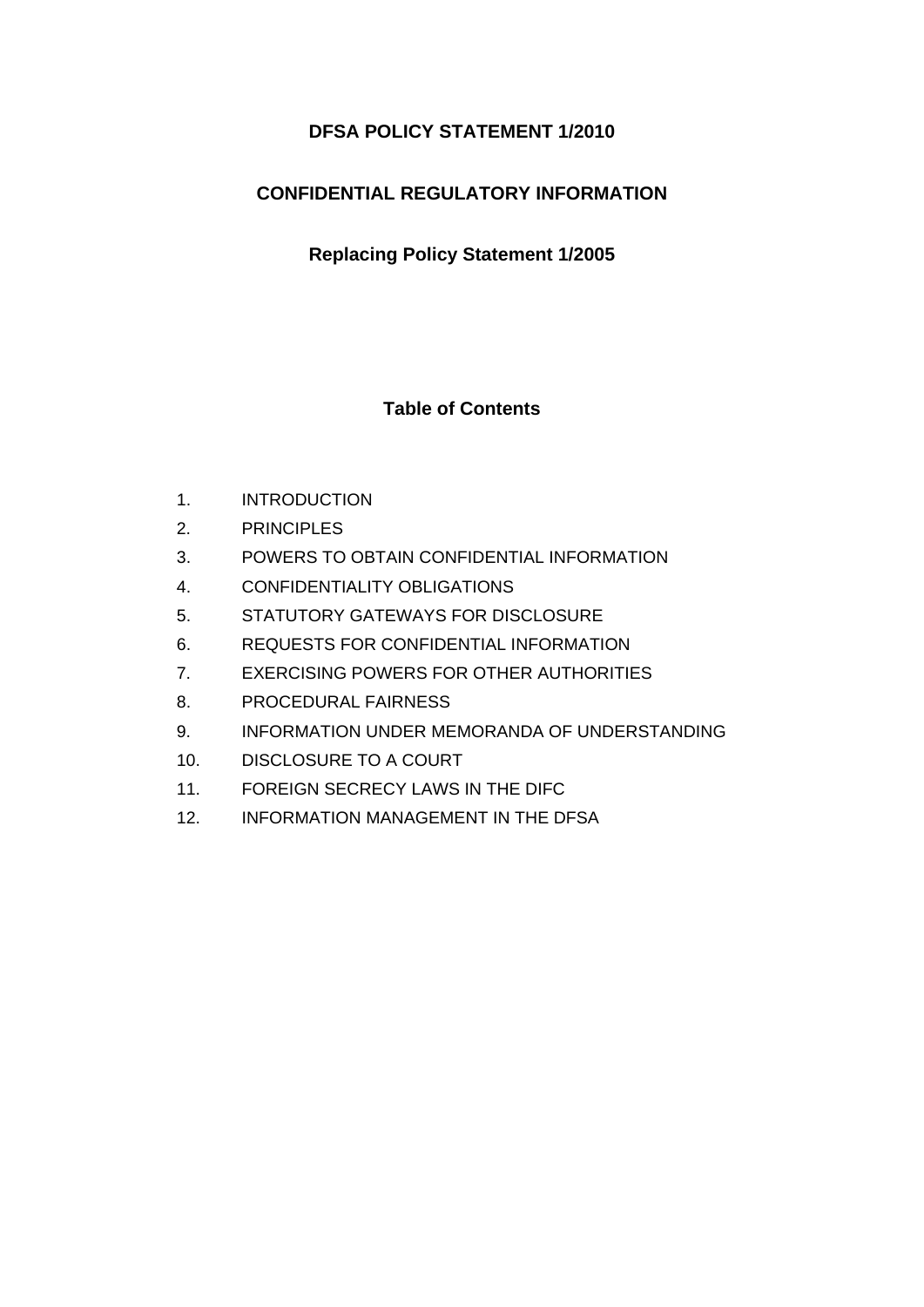# DFSA POLICY STATEMENT 1/2010

## CONFIDENTIAL REGULATORY INFORMATION

### Replacing Policy Statement 1/2005

### Table of Contents

1. INTRODUCTION
2. PRINCIPLES
3. POWERS TO OBTAIN CONFIDENTIAL INFORMATION
4. CONFIDENTIALITY OBLIGATIONS
5. STATUTORY GATEWAYS FOR DISCLOSURE
6. REQUESTS FOR CONFIDENTIAL INFORMATION
7. EXERCISING POWERS FOR OTHER AUTHORITIES
8. PROCEDURAL FAIRNESS
9. INFORMATION UNDER MEMORANDA OF UNDERSTANDING
10. DISCLOSURE TO A COURT
11. FOREIGN SECRECY LAWS IN THE DIFC
12. INFORMATION MANAGEMENT IN THE DFSA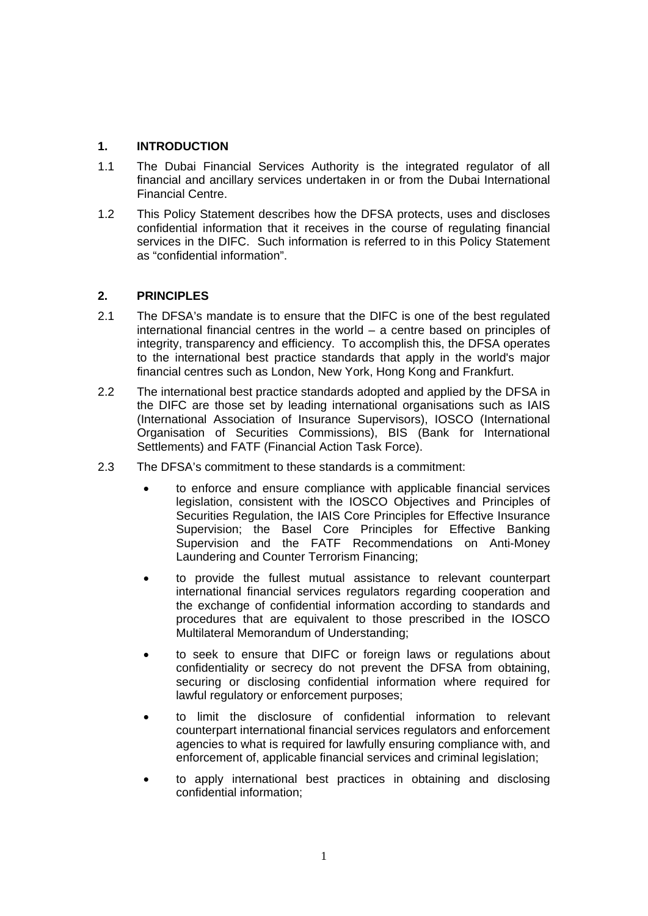## 1. INTRODUCTION

1.1 The Dubai Financial Services Authority is the integrated regulator of all financial and ancillary services undertaken in or from the Dubai International Financial Centre.

1.2 This Policy Statement describes how the DFSA protects, uses and discloses confidential information that it receives in the course of regulating financial services in the DIFC. Such information is referred to in this Policy Statement as "confidential information".

## 2. PRINCIPLES

2.1 The DFSA's mandate is to ensure that the DIFC is one of the best regulated international financial centres in the world – a centre based on principles of integrity, transparency and efficiency. To accomplish this, the DFSA operates to the international best practice standards that apply in the world's major financial centres such as London, New York, Hong Kong and Frankfurt.

2.2 The international best practice standards adopted and applied by the DFSA in the DIFC are those set by leading international organisations such as IAIS (International Association of Insurance Supervisors), IOSCO (International Organisation of Securities Commissions), BIS (Bank for International Settlements) and FATF (Financial Action Task Force).

2.3 The DFSA's commitment to these standards is a commitment:

- to enforce and ensure compliance with applicable financial services legislation, consistent with the IOSCO Objectives and Principles of Securities Regulation, the IAIS Core Principles for Effective Insurance Supervision; the Basel Core Principles for Effective Banking Supervision and the FATF Recommendations on Anti-Money Laundering and Counter Terrorism Financing;
- to provide the fullest mutual assistance to relevant counterpart international financial services regulators regarding cooperation and the exchange of confidential information according to standards and procedures that are equivalent to those prescribed in the IOSCO Multilateral Memorandum of Understanding;
- to seek to ensure that DIFC or foreign laws or regulations about confidentiality or secrecy do not prevent the DFSA from obtaining, securing or disclosing confidential information where required for lawful regulatory or enforcement purposes;
- to limit the disclosure of confidential information to relevant counterpart international financial services regulators and enforcement agencies to what is required for lawfully ensuring compliance with, and enforcement of, applicable financial services and criminal legislation;
- to apply international best practices in obtaining and disclosing confidential information;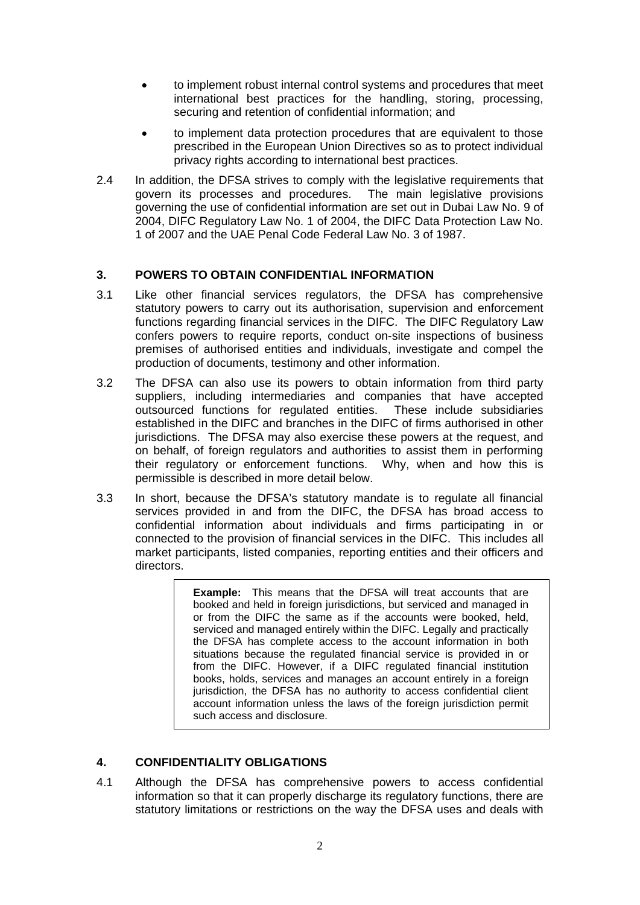- to implement robust internal control systems and procedures that meet international best practices for the handling, storing, processing, securing and retention of confidential information; and
- to implement data protection procedures that are equivalent to those prescribed in the European Union Directives so as to protect individual privacy rights according to international best practices.

2.4 In addition, the DFSA strives to comply with the legislative requirements that govern its processes and procedures. The main legislative provisions governing the use of confidential information are set out in Dubai Law No. 9 of 2004, DIFC Regulatory Law No. 1 of 2004, the DIFC Data Protection Law No. 1 of 2007 and the UAE Penal Code Federal Law No. 3 of 1987.

## 3. POWERS TO OBTAIN CONFIDENTIAL INFORMATION

3.1 Like other financial services regulators, the DFSA has comprehensive statutory powers to carry out its authorisation, supervision and enforcement functions regarding financial services in the DIFC. The DIFC Regulatory Law confers powers to require reports, conduct on-site inspections of business premises of authorised entities and individuals, investigate and compel the production of documents, testimony and other information.

3.2 The DFSA can also use its powers to obtain information from third party suppliers, including intermediaries and companies that have accepted outsourced functions for regulated entities. These include subsidiaries established in the DIFC and branches in the DIFC of firms authorised in other jurisdictions. The DFSA may also exercise these powers at the request, and on behalf, of foreign regulators and authorities to assist them in performing their regulatory or enforcement functions. Why, when and how this is permissible is described in more detail below.

3.3 In short, because the DFSA's statutory mandate is to regulate all financial services provided in and from the DIFC, the DFSA has broad access to confidential information about individuals and firms participating in or connected to the provision of financial services in the DIFC. This includes all market participants, listed companies, reporting entities and their officers and directors.

> **Example:** This means that the DFSA will treat accounts that are booked and held in foreign jurisdictions, but serviced and managed in or from the DIFC the same as if the accounts were booked, held, serviced and managed entirely within the DIFC. Legally and practically the DFSA has complete access to the account information in both situations because the regulated financial service is provided in or from the DIFC. However, if a DIFC regulated financial institution books, holds, services and manages an account entirely in a foreign jurisdiction, the DFSA has no authority to access confidential client account information unless the laws of the foreign jurisdiction permit such access and disclosure.

## 4. CONFIDENTIALITY OBLIGATIONS

4.1 Although the DFSA has comprehensive powers to access confidential information so that it can properly discharge its regulatory functions, there are statutory limitations or restrictions on the way the DFSA uses and deals with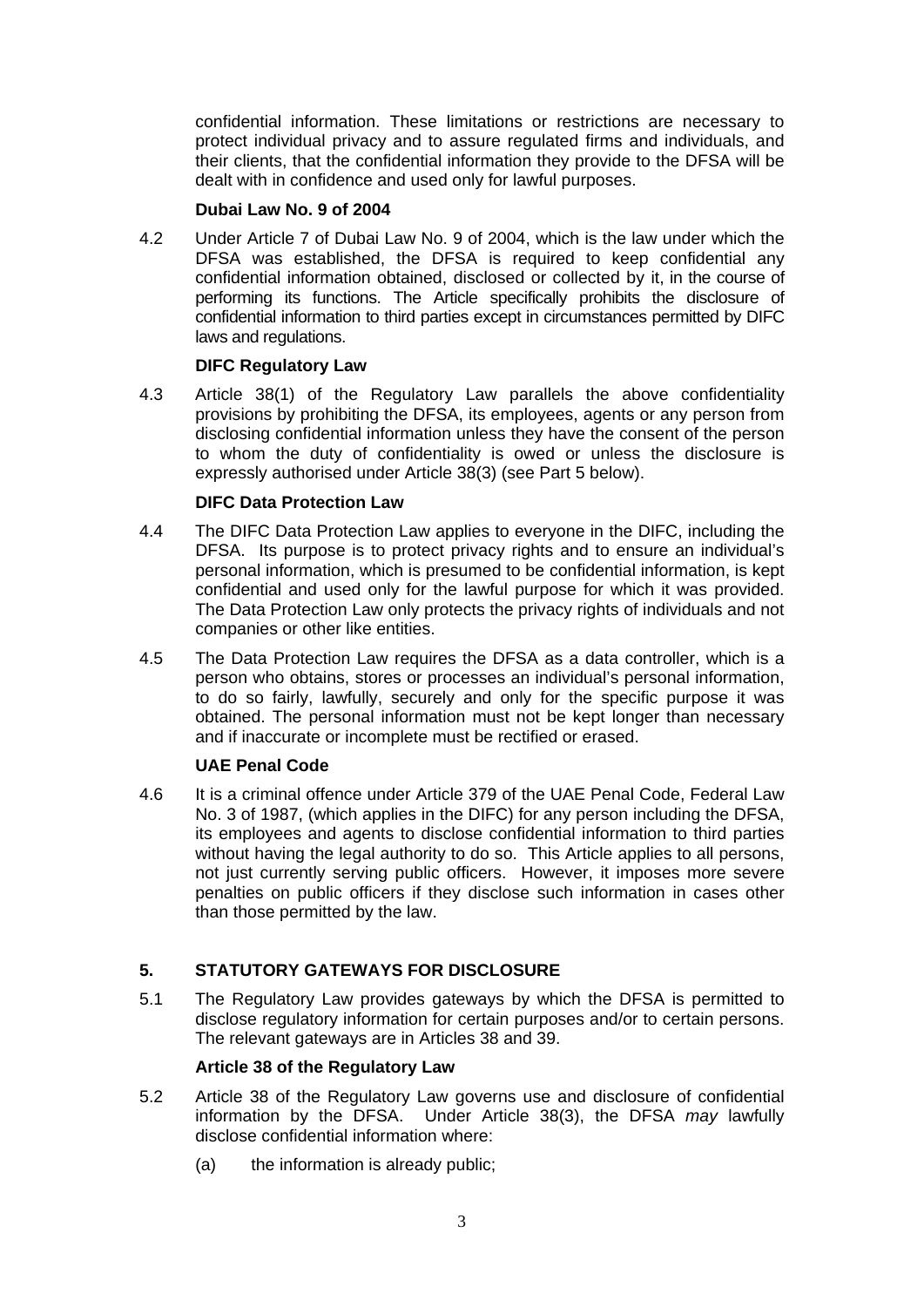confidential information. These limitations or restrictions are necessary to protect individual privacy and to assure regulated firms and individuals, and their clients, that the confidential information they provide to the DFSA will be dealt with in confidence and used only for lawful purposes.

**Dubai Law No. 9 of 2004**

4.2 Under Article 7 of Dubai Law No. 9 of 2004, which is the law under which the DFSA was established, the DFSA is required to keep confidential any confidential information obtained, disclosed or collected by it, in the course of performing its functions. The Article specifically prohibits the disclosure of confidential information to third parties except in circumstances permitted by DIFC laws and regulations.

**DIFC Regulatory Law**

4.3 Article 38(1) of the Regulatory Law parallels the above confidentiality provisions by prohibiting the DFSA, its employees, agents or any person from disclosing confidential information unless they have the consent of the person to whom the duty of confidentiality is owed or unless the disclosure is expressly authorised under Article 38(3) (see Part 5 below).

**DIFC Data Protection Law**

4.4 The DIFC Data Protection Law applies to everyone in the DIFC, including the DFSA. Its purpose is to protect privacy rights and to ensure an individual's personal information, which is presumed to be confidential information, is kept confidential and used only for the lawful purpose for which it was provided. The Data Protection Law only protects the privacy rights of individuals and not companies or other like entities.

4.5 The Data Protection Law requires the DFSA as a data controller, which is a person who obtains, stores or processes an individual's personal information, to do so fairly, lawfully, securely and only for the specific purpose it was obtained. The personal information must not be kept longer than necessary and if inaccurate or incomplete must be rectified or erased.

**UAE Penal Code**

4.6 It is a criminal offence under Article 379 of the UAE Penal Code, Federal Law No. 3 of 1987, (which applies in the DIFC) for any person including the DFSA, its employees and agents to disclose confidential information to third parties without having the legal authority to do so. This Article applies to all persons, not just currently serving public officers. However, it imposes more severe penalties on public officers if they disclose such information in cases other than those permitted by the law.

## 5. STATUTORY GATEWAYS FOR DISCLOSURE

5.1 The Regulatory Law provides gateways by which the DFSA is permitted to disclose regulatory information for certain purposes and/or to certain persons. The relevant gateways are in Articles 38 and 39.

**Article 38 of the Regulatory Law**

5.2 Article 38 of the Regulatory Law governs use and disclosure of confidential information by the DFSA. Under Article 38(3), the DFSA *may* lawfully disclose confidential information where:

(a) the information is already public;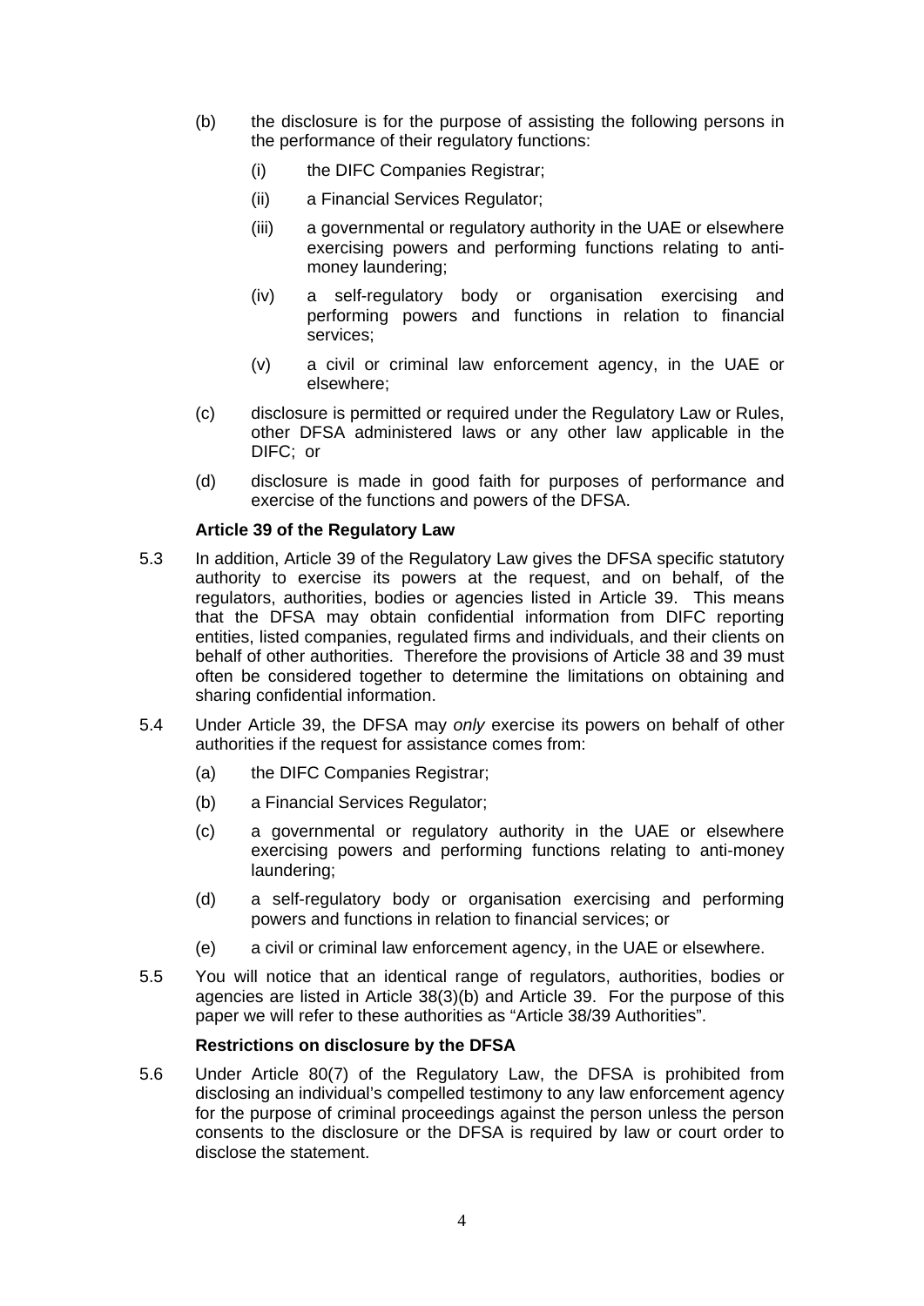(b) the disclosure is for the purpose of assisting the following persons in the performance of their regulatory functions:

   (i) the DIFC Companies Registrar;

   (ii) a Financial Services Regulator;

   (iii) a governmental or regulatory authority in the UAE or elsewhere exercising powers and performing functions relating to anti-money laundering;

   (iv) a self-regulatory body or organisation exercising and performing powers and functions in relation to financial services;

   (v) a civil or criminal law enforcement agency, in the UAE or elsewhere;

(c) disclosure is permitted or required under the Regulatory Law or Rules, other DFSA administered laws or any other law applicable in the DIFC; or

(d) disclosure is made in good faith for purposes of performance and exercise of the functions and powers of the DFSA.

**Article 39 of the Regulatory Law**

5.3 In addition, Article 39 of the Regulatory Law gives the DFSA specific statutory authority to exercise its powers at the request, and on behalf, of the regulators, authorities, bodies or agencies listed in Article 39. This means that the DFSA may obtain confidential information from DIFC reporting entities, listed companies, regulated firms and individuals, and their clients on behalf of other authorities. Therefore the provisions of Article 38 and 39 must often be considered together to determine the limitations on obtaining and sharing confidential information.

5.4 Under Article 39, the DFSA may *only* exercise its powers on behalf of other authorities if the request for assistance comes from:

   (a) the DIFC Companies Registrar;

   (b) a Financial Services Regulator;

   (c) a governmental or regulatory authority in the UAE or elsewhere exercising powers and performing functions relating to anti-money laundering;

   (d) a self-regulatory body or organisation exercising and performing powers and functions in relation to financial services; or

   (e) a civil or criminal law enforcement agency, in the UAE or elsewhere.

5.5 You will notice that an identical range of regulators, authorities, bodies or agencies are listed in Article 38(3)(b) and Article 39. For the purpose of this paper we will refer to these authorities as "Article 38/39 Authorities".

**Restrictions on disclosure by the DFSA**

5.6 Under Article 80(7) of the Regulatory Law, the DFSA is prohibited from disclosing an individual's compelled testimony to any law enforcement agency for the purpose of criminal proceedings against the person unless the person consents to the disclosure or the DFSA is required by law or court order to disclose the statement.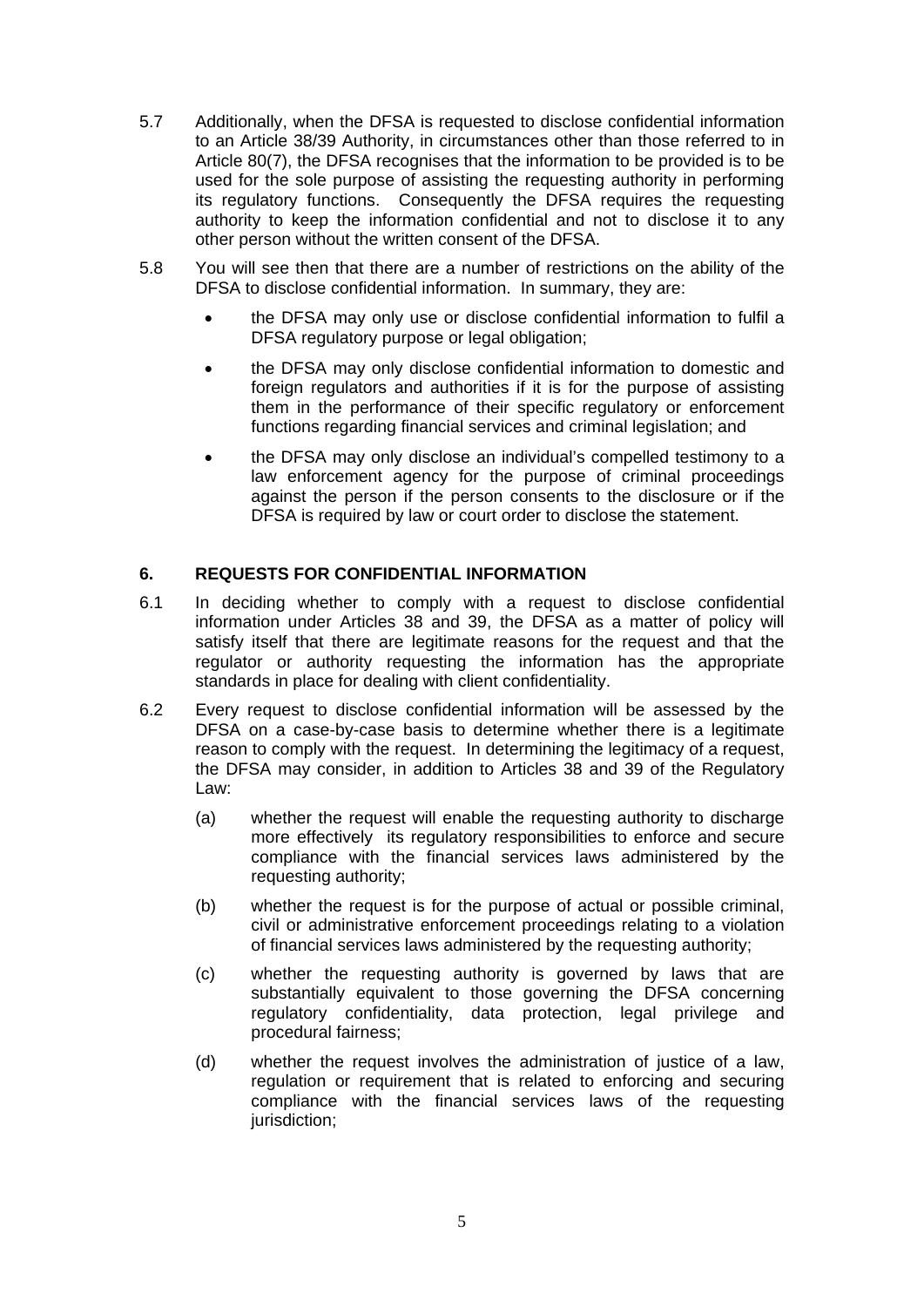5.7 Additionally, when the DFSA is requested to disclose confidential information to an Article 38/39 Authority, in circumstances other than those referred to in Article 80(7), the DFSA recognises that the information to be provided is to be used for the sole purpose of assisting the requesting authority in performing its regulatory functions. Consequently the DFSA requires the requesting authority to keep the information confidential and not to disclose it to any other person without the written consent of the DFSA.

5.8 You will see then that there are a number of restrictions on the ability of the DFSA to disclose confidential information. In summary, they are:

- the DFSA may only use or disclose confidential information to fulfil a DFSA regulatory purpose or legal obligation;
- the DFSA may only disclose confidential information to domestic and foreign regulators and authorities if it is for the purpose of assisting them in the performance of their specific regulatory or enforcement functions regarding financial services and criminal legislation; and
- the DFSA may only disclose an individual's compelled testimony to a law enforcement agency for the purpose of criminal proceedings against the person if the person consents to the disclosure or if the DFSA is required by law or court order to disclose the statement.

## 6. REQUESTS FOR CONFIDENTIAL INFORMATION

6.1 In deciding whether to comply with a request to disclose confidential information under Articles 38 and 39, the DFSA as a matter of policy will satisfy itself that there are legitimate reasons for the request and that the regulator or authority requesting the information has the appropriate standards in place for dealing with client confidentiality.

6.2 Every request to disclose confidential information will be assessed by the DFSA on a case-by-case basis to determine whether there is a legitimate reason to comply with the request. In determining the legitimacy of a request, the DFSA may consider, in addition to Articles 38 and 39 of the Regulatory Law:

(a) whether the request will enable the requesting authority to discharge more effectively its regulatory responsibilities to enforce and secure compliance with the financial services laws administered by the requesting authority;

(b) whether the request is for the purpose of actual or possible criminal, civil or administrative enforcement proceedings relating to a violation of financial services laws administered by the requesting authority;

(c) whether the requesting authority is governed by laws that are substantially equivalent to those governing the DFSA concerning regulatory confidentiality, data protection, legal privilege and procedural fairness;

(d) whether the request involves the administration of justice of a law, regulation or requirement that is related to enforcing and securing compliance with the financial services laws of the requesting jurisdiction;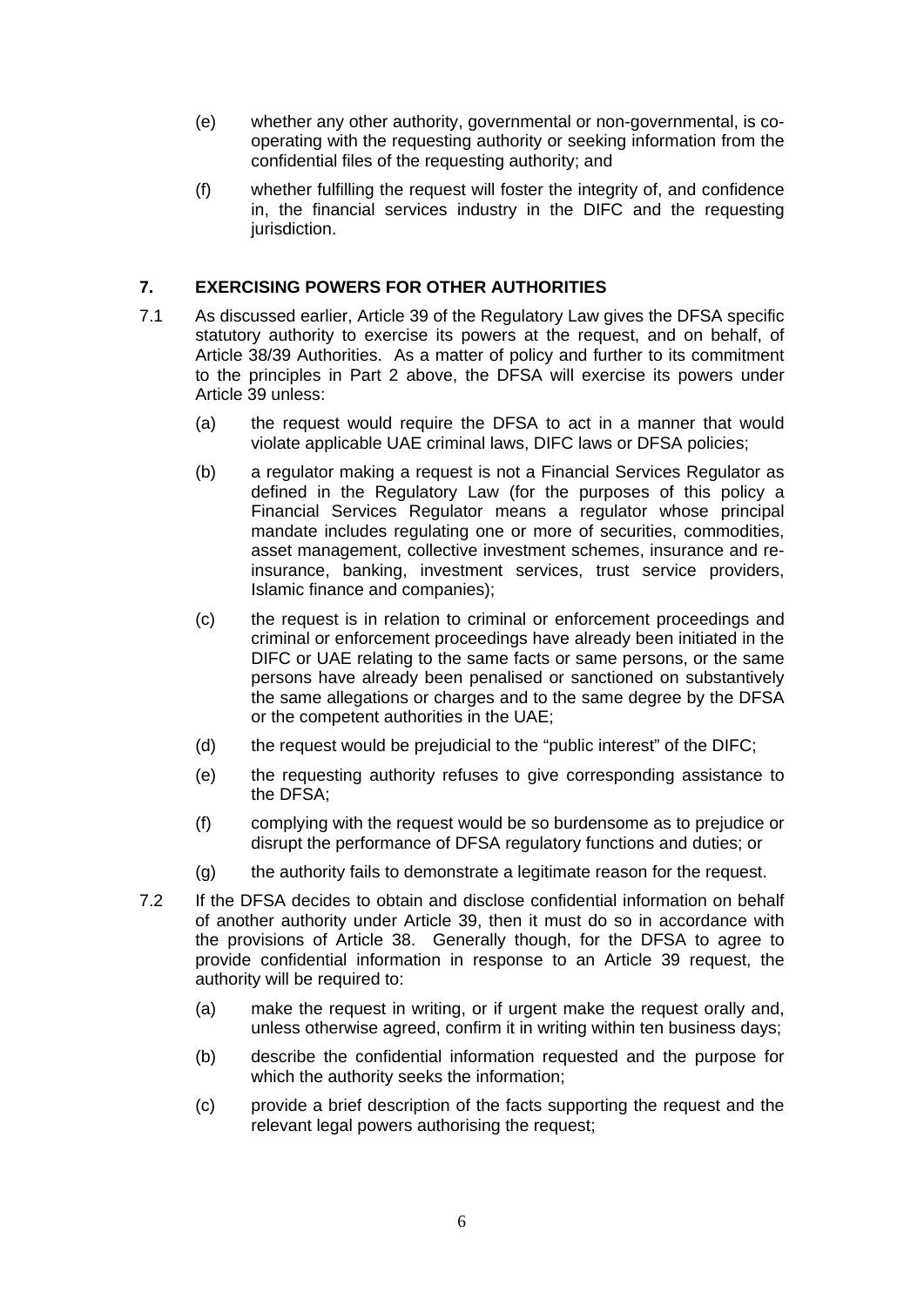(e) whether any other authority, governmental or non-governmental, is co-operating with the requesting authority or seeking information from the confidential files of the requesting authority; and

(f) whether fulfilling the request will foster the integrity of, and confidence in, the financial services industry in the DIFC and the requesting jurisdiction.

## 7. EXERCISING POWERS FOR OTHER AUTHORITIES

7.1 As discussed earlier, Article 39 of the Regulatory Law gives the DFSA specific statutory authority to exercise its powers at the request, and on behalf, of Article 38/39 Authorities. As a matter of policy and further to its commitment to the principles in Part 2 above, the DFSA will exercise its powers under Article 39 unless:

(a) the request would require the DFSA to act in a manner that would violate applicable UAE criminal laws, DIFC laws or DFSA policies;

(b) a regulator making a request is not a Financial Services Regulator as defined in the Regulatory Law (for the purposes of this policy a Financial Services Regulator means a regulator whose principal mandate includes regulating one or more of securities, commodities, asset management, collective investment schemes, insurance and re-insurance, banking, investment services, trust service providers, Islamic finance and companies);

(c) the request is in relation to criminal or enforcement proceedings and criminal or enforcement proceedings have already been initiated in the DIFC or UAE relating to the same facts or same persons, or the same persons have already been penalised or sanctioned on substantively the same allegations or charges and to the same degree by the DFSA or the competent authorities in the UAE;

(d) the request would be prejudicial to the "public interest" of the DIFC;

(e) the requesting authority refuses to give corresponding assistance to the DFSA;

(f) complying with the request would be so burdensome as to prejudice or disrupt the performance of DFSA regulatory functions and duties; or

(g) the authority fails to demonstrate a legitimate reason for the request.

7.2 If the DFSA decides to obtain and disclose confidential information on behalf of another authority under Article 39, then it must do so in accordance with the provisions of Article 38. Generally though, for the DFSA to agree to provide confidential information in response to an Article 39 request, the authority will be required to:

(a) make the request in writing, or if urgent make the request orally and, unless otherwise agreed, confirm it in writing within ten business days;

(b) describe the confidential information requested and the purpose for which the authority seeks the information;

(c) provide a brief description of the facts supporting the request and the relevant legal powers authorising the request;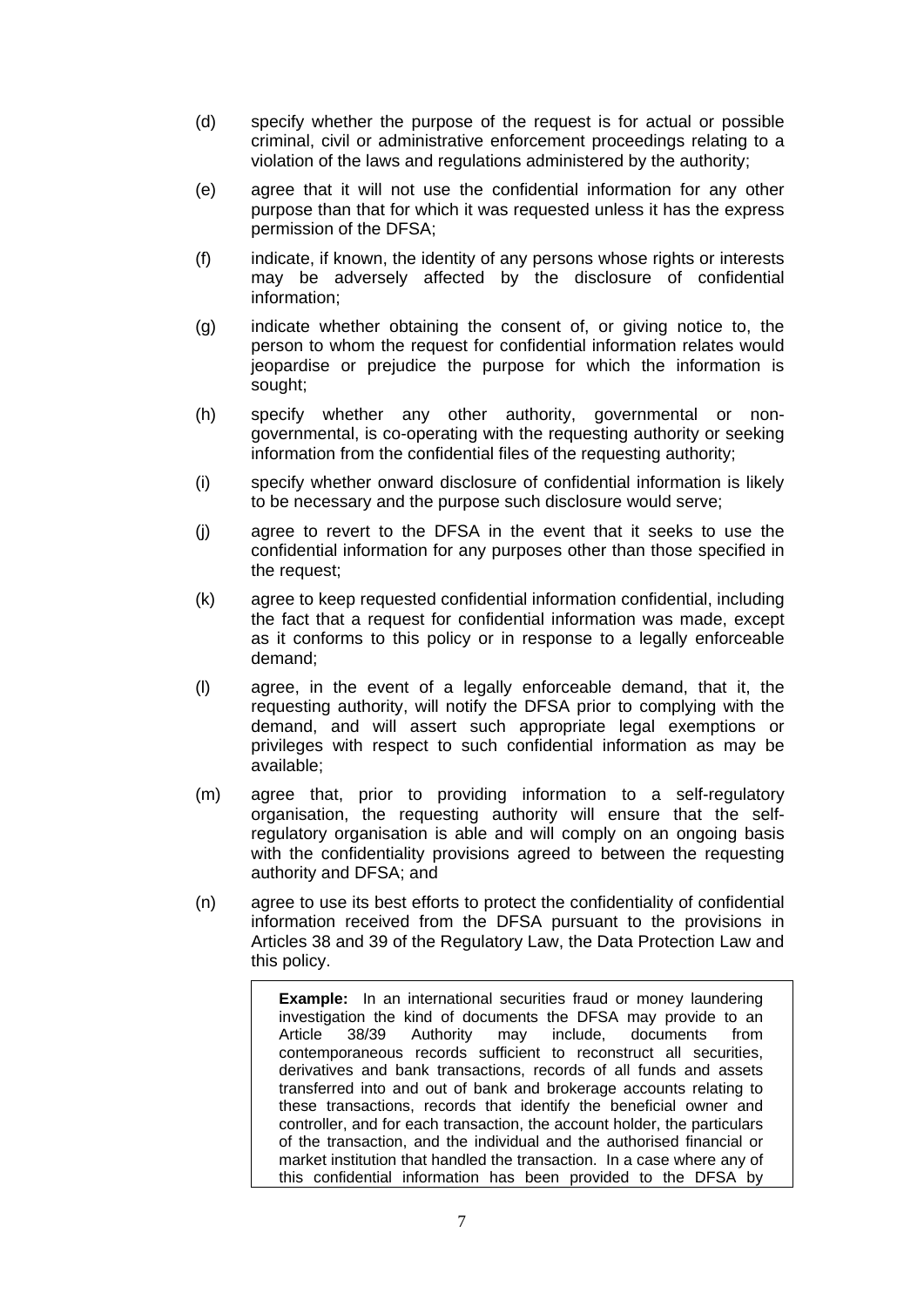(d) specify whether the purpose of the request is for actual or possible criminal, civil or administrative enforcement proceedings relating to a violation of the laws and regulations administered by the authority;

(e) agree that it will not use the confidential information for any other purpose than that for which it was requested unless it has the express permission of the DFSA;

(f) indicate, if known, the identity of any persons whose rights or interests may be adversely affected by the disclosure of confidential information;

(g) indicate whether obtaining the consent of, or giving notice to, the person to whom the request for confidential information relates would jeopardise or prejudice the purpose for which the information is sought;

(h) specify whether any other authority, governmental or non-governmental, is co-operating with the requesting authority or seeking information from the confidential files of the requesting authority;

(i) specify whether onward disclosure of confidential information is likely to be necessary and the purpose such disclosure would serve;

(j) agree to revert to the DFSA in the event that it seeks to use the confidential information for any purposes other than those specified in the request;

(k) agree to keep requested confidential information confidential, including the fact that a request for confidential information was made, except as it conforms to this policy or in response to a legally enforceable demand;

(l) agree, in the event of a legally enforceable demand, that it, the requesting authority, will notify the DFSA prior to complying with the demand, and will assert such appropriate legal exemptions or privileges with respect to such confidential information as may be available;

(m) agree that, prior to providing information to a self-regulatory organisation, the requesting authority will ensure that the self-regulatory organisation is able and will comply on an ongoing basis with the confidentiality provisions agreed to between the requesting authority and DFSA; and

(n) agree to use its best efforts to protect the confidentiality of confidential information received from the DFSA pursuant to the provisions in Articles 38 and 39 of the Regulatory Law, the Data Protection Law and this policy.

> **Example:** In an international securities fraud or money laundering investigation the kind of documents the DFSA may provide to an Article 38/39 Authority may include, documents from contemporaneous records sufficient to reconstruct all securities, derivatives and bank transactions, records of all funds and assets transferred into and out of bank and brokerage accounts relating to these transactions, records that identify the beneficial owner and controller, and for each transaction, the account holder, the particulars of the transaction, and the individual and the authorised financial or market institution that handled the transaction. In a case where any of this confidential information has been provided to the DFSA by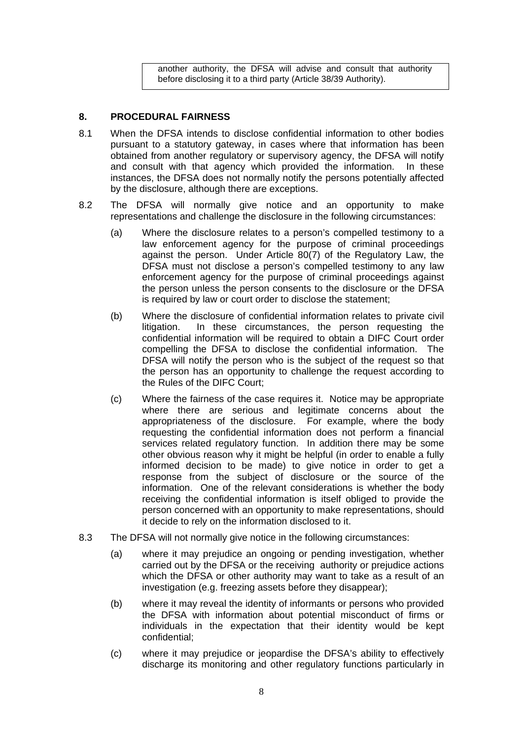> another authority, the DFSA will advise and consult that authority before disclosing it to a third party (Article 38/39 Authority).

## 8. PROCEDURAL FAIRNESS

8.1 When the DFSA intends to disclose confidential information to other bodies pursuant to a statutory gateway, in cases where that information has been obtained from another regulatory or supervisory agency, the DFSA will notify and consult with that agency which provided the information. In these instances, the DFSA does not normally notify the persons potentially affected by the disclosure, although there are exceptions.

8.2 The DFSA will normally give notice and an opportunity to make representations and challenge the disclosure in the following circumstances:

(a) Where the disclosure relates to a person's compelled testimony to a law enforcement agency for the purpose of criminal proceedings against the person. Under Article 80(7) of the Regulatory Law, the DFSA must not disclose a person's compelled testimony to any law enforcement agency for the purpose of criminal proceedings against the person unless the person consents to the disclosure or the DFSA is required by law or court order to disclose the statement;

(b) Where the disclosure of confidential information relates to private civil litigation. In these circumstances, the person requesting the confidential information will be required to obtain a DIFC Court order compelling the DFSA to disclose the confidential information. The DFSA will notify the person who is the subject of the request so that the person has an opportunity to challenge the request according to the Rules of the DIFC Court;

(c) Where the fairness of the case requires it. Notice may be appropriate where there are serious and legitimate concerns about the appropriateness of the disclosure. For example, where the body requesting the confidential information does not perform a financial services related regulatory function. In addition there may be some other obvious reason why it might be helpful (in order to enable a fully informed decision to be made) to give notice in order to get a response from the subject of disclosure or the source of the information. One of the relevant considerations is whether the body receiving the confidential information is itself obliged to provide the person concerned with an opportunity to make representations, should it decide to rely on the information disclosed to it.

8.3 The DFSA will not normally give notice in the following circumstances:

(a) where it may prejudice an ongoing or pending investigation, whether carried out by the DFSA or the receiving authority or prejudice actions which the DFSA or other authority may want to take as a result of an investigation (e.g. freezing assets before they disappear);

(b) where it may reveal the identity of informants or persons who provided the DFSA with information about potential misconduct of firms or individuals in the expectation that their identity would be kept confidential;

(c) where it may prejudice or jeopardise the DFSA's ability to effectively discharge its monitoring and other regulatory functions particularly in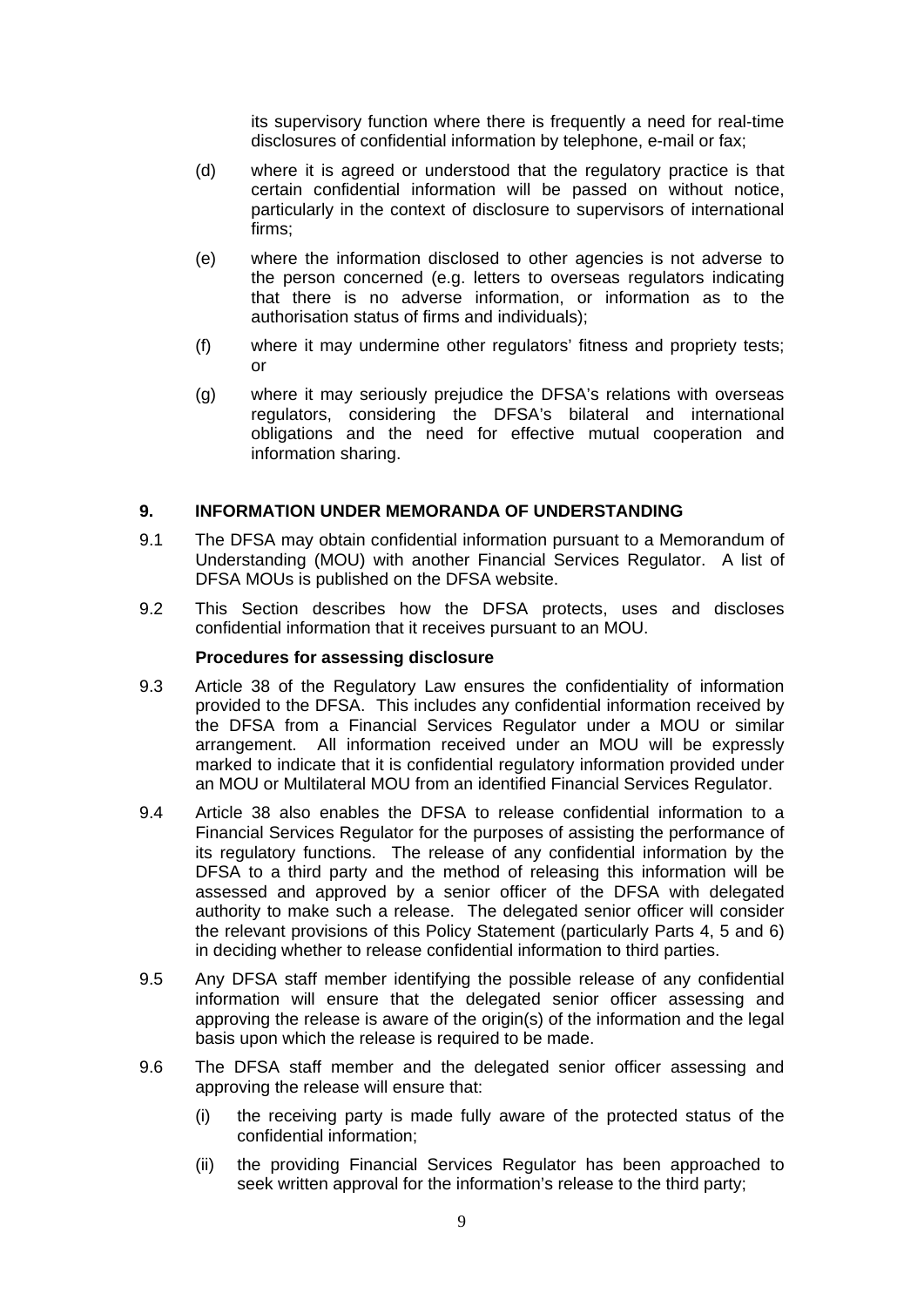its supervisory function where there is frequently a need for real-time disclosures of confidential information by telephone, e-mail or fax;

(d) where it is agreed or understood that the regulatory practice is that certain confidential information will be passed on without notice, particularly in the context of disclosure to supervisors of international firms;

(e) where the information disclosed to other agencies is not adverse to the person concerned (e.g. letters to overseas regulators indicating that there is no adverse information, or information as to the authorisation status of firms and individuals);

(f) where it may undermine other regulators' fitness and propriety tests; or

(g) where it may seriously prejudice the DFSA's relations with overseas regulators, considering the DFSA's bilateral and international obligations and the need for effective mutual cooperation and information sharing.

## 9. INFORMATION UNDER MEMORANDA OF UNDERSTANDING

9.1 The DFSA may obtain confidential information pursuant to a Memorandum of Understanding (MOU) with another Financial Services Regulator. A list of DFSA MOUs is published on the DFSA website.

9.2 This Section describes how the DFSA protects, uses and discloses confidential information that it receives pursuant to an MOU.

### Procedures for assessing disclosure

9.3 Article 38 of the Regulatory Law ensures the confidentiality of information provided to the DFSA. This includes any confidential information received by the DFSA from a Financial Services Regulator under a MOU or similar arrangement. All information received under an MOU will be expressly marked to indicate that it is confidential regulatory information provided under an MOU or Multilateral MOU from an identified Financial Services Regulator.

9.4 Article 38 also enables the DFSA to release confidential information to a Financial Services Regulator for the purposes of assisting the performance of its regulatory functions. The release of any confidential information by the DFSA to a third party and the method of releasing this information will be assessed and approved by a senior officer of the DFSA with delegated authority to make such a release. The delegated senior officer will consider the relevant provisions of this Policy Statement (particularly Parts 4, 5 and 6) in deciding whether to release confidential information to third parties.

9.5 Any DFSA staff member identifying the possible release of any confidential information will ensure that the delegated senior officer assessing and approving the release is aware of the origin(s) of the information and the legal basis upon which the release is required to be made.

9.6 The DFSA staff member and the delegated senior officer assessing and approving the release will ensure that:

(i) the receiving party is made fully aware of the protected status of the confidential information;

(ii) the providing Financial Services Regulator has been approached to seek written approval for the information's release to the third party;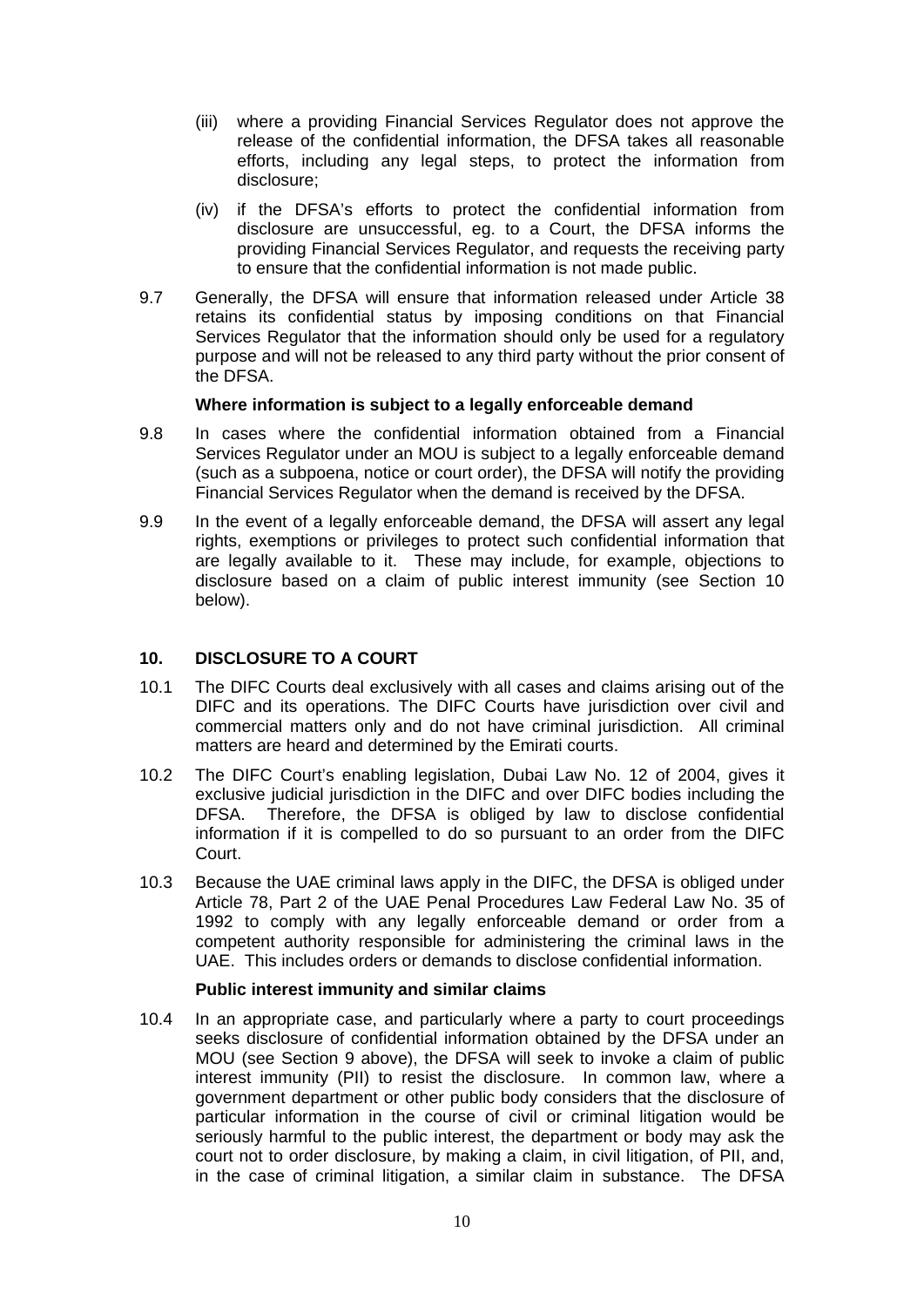(iii) where a providing Financial Services Regulator does not approve the release of the confidential information, the DFSA takes all reasonable efforts, including any legal steps, to protect the information from disclosure;

(iv) if the DFSA's efforts to protect the confidential information from disclosure are unsuccessful, eg. to a Court, the DFSA informs the providing Financial Services Regulator, and requests the receiving party to ensure that the confidential information is not made public.

9.7 Generally, the DFSA will ensure that information released under Article 38 retains its confidential status by imposing conditions on that Financial Services Regulator that the information should only be used for a regulatory purpose and will not be released to any third party without the prior consent of the DFSA.

**Where information is subject to a legally enforceable demand**

9.8 In cases where the confidential information obtained from a Financial Services Regulator under an MOU is subject to a legally enforceable demand (such as a subpoena, notice or court order), the DFSA will notify the providing Financial Services Regulator when the demand is received by the DFSA.

9.9 In the event of a legally enforceable demand, the DFSA will assert any legal rights, exemptions or privileges to protect such confidential information that are legally available to it. These may include, for example, objections to disclosure based on a claim of public interest immunity (see Section 10 below).

## 10. DISCLOSURE TO A COURT

10.1 The DIFC Courts deal exclusively with all cases and claims arising out of the DIFC and its operations. The DIFC Courts have jurisdiction over civil and commercial matters only and do not have criminal jurisdiction. All criminal matters are heard and determined by the Emirati courts.

10.2 The DIFC Court's enabling legislation, Dubai Law No. 12 of 2004, gives it exclusive judicial jurisdiction in the DIFC and over DIFC bodies including the DFSA. Therefore, the DFSA is obliged by law to disclose confidential information if it is compelled to do so pursuant to an order from the DIFC Court.

10.3 Because the UAE criminal laws apply in the DIFC, the DFSA is obliged under Article 78, Part 2 of the UAE Penal Procedures Law Federal Law No. 35 of 1992 to comply with any legally enforceable demand or order from a competent authority responsible for administering the criminal laws in the UAE. This includes orders or demands to disclose confidential information.

**Public interest immunity and similar claims**

10.4 In an appropriate case, and particularly where a party to court proceedings seeks disclosure of confidential information obtained by the DFSA under an MOU (see Section 9 above), the DFSA will seek to invoke a claim of public interest immunity (PII) to resist the disclosure. In common law, where a government department or other public body considers that the disclosure of particular information in the course of civil or criminal litigation would be seriously harmful to the public interest, the department or body may ask the court not to order disclosure, by making a claim, in civil litigation, of PII, and, in the case of criminal litigation, a similar claim in substance. The DFSA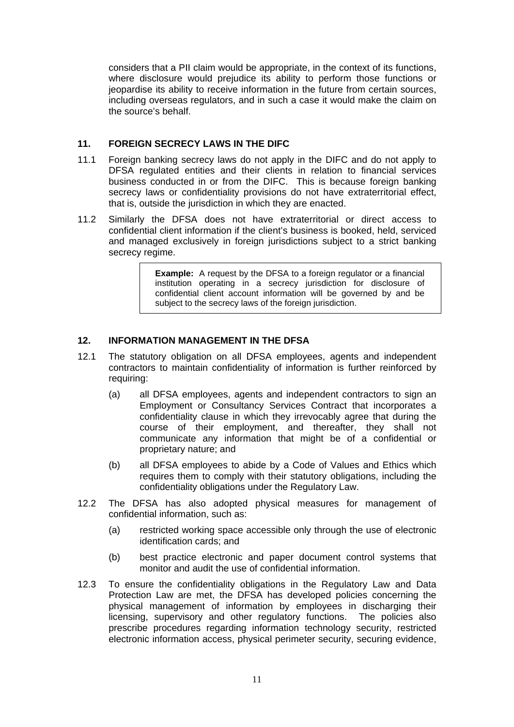considers that a PII claim would be appropriate, in the context of its functions, where disclosure would prejudice its ability to perform those functions or jeopardise its ability to receive information in the future from certain sources, including overseas regulators, and in such a case it would make the claim on the source's behalf.

## 11. FOREIGN SECRECY LAWS IN THE DIFC

11.1 Foreign banking secrecy laws do not apply in the DIFC and do not apply to DFSA regulated entities and their clients in relation to financial services business conducted in or from the DIFC. This is because foreign banking secrecy laws or confidentiality provisions do not have extraterritorial effect, that is, outside the jurisdiction in which they are enacted.

11.2 Similarly the DFSA does not have extraterritorial or direct access to confidential client information if the client's business is booked, held, serviced and managed exclusively in foreign jurisdictions subject to a strict banking secrecy regime.

> **Example:** A request by the DFSA to a foreign regulator or a financial institution operating in a secrecy jurisdiction for disclosure of confidential client account information will be governed by and be subject to the secrecy laws of the foreign jurisdiction.

## 12. INFORMATION MANAGEMENT IN THE DFSA

12.1 The statutory obligation on all DFSA employees, agents and independent contractors to maintain confidentiality of information is further reinforced by requiring:

(a) all DFSA employees, agents and independent contractors to sign an Employment or Consultancy Services Contract that incorporates a confidentiality clause in which they irrevocably agree that during the course of their employment, and thereafter, they shall not communicate any information that might be of a confidential or proprietary nature; and

(b) all DFSA employees to abide by a Code of Values and Ethics which requires them to comply with their statutory obligations, including the confidentiality obligations under the Regulatory Law.

12.2 The DFSA has also adopted physical measures for management of confidential information, such as:

(a) restricted working space accessible only through the use of electronic identification cards; and

(b) best practice electronic and paper document control systems that monitor and audit the use of confidential information.

12.3 To ensure the confidentiality obligations in the Regulatory Law and Data Protection Law are met, the DFSA has developed policies concerning the physical management of information by employees in discharging their licensing, supervisory and other regulatory functions. The policies also prescribe procedures regarding information technology security, restricted electronic information access, physical perimeter security, securing evidence,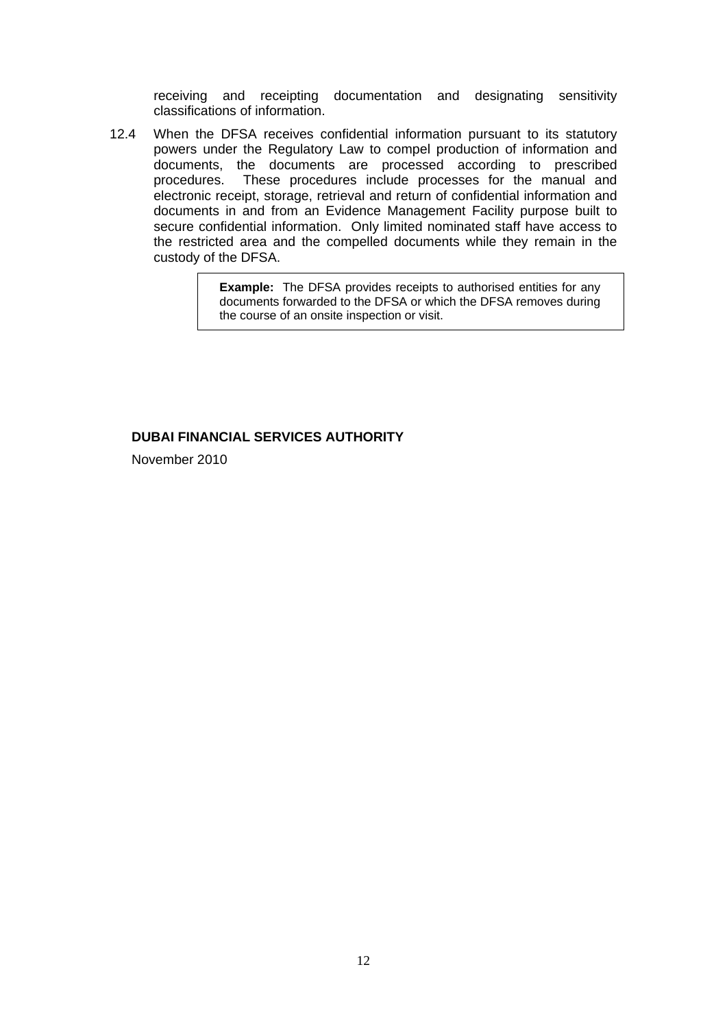receiving and receipting documentation and designating sensitivity classifications of information.

12.4 When the DFSA receives confidential information pursuant to its statutory powers under the Regulatory Law to compel production of information and documents, the documents are processed according to prescribed procedures. These procedures include processes for the manual and electronic receipt, storage, retrieval and return of confidential information and documents in and from an Evidence Management Facility purpose built to secure confidential information. Only limited nominated staff have access to the restricted area and the compelled documents while they remain in the custody of the DFSA.

> **Example:** The DFSA provides receipts to authorised entities for any documents forwarded to the DFSA or which the DFSA removes during the course of an onsite inspection or visit.

**DUBAI FINANCIAL SERVICES AUTHORITY**

November 2010